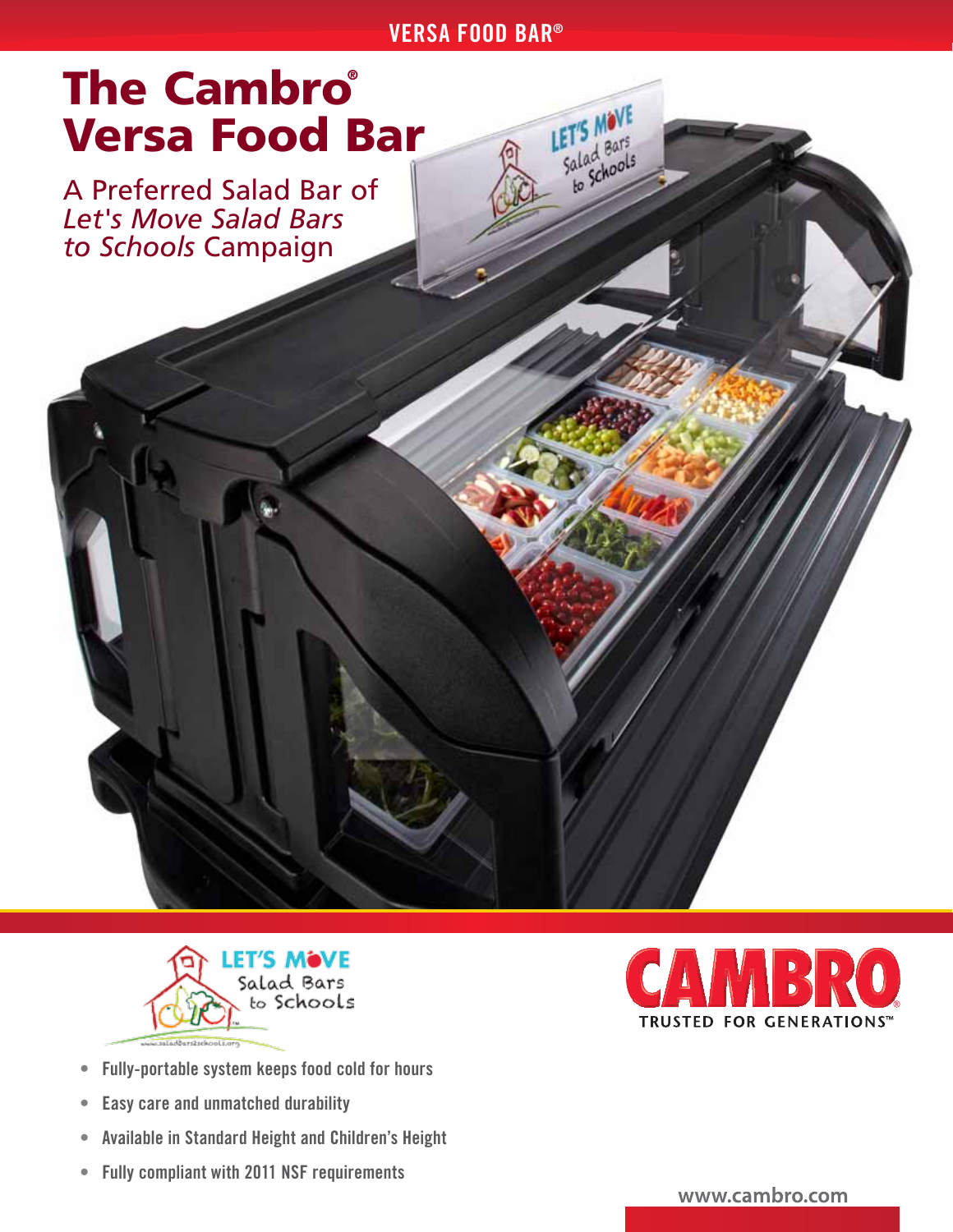# The Cambro® Versa Food Bar

A Preferred Salad Bar of *Let's Move Salad Bars to Schools* Campaign

- Fully-portable system keeps food cold for hours
- Easy care and unmatched durability
- Available in Standard Height and Children's Height
- Fully compliant with 2011 NSF requirements

CAMBRO
TRUSTED FOR GENERATIONS™

www.cambro.com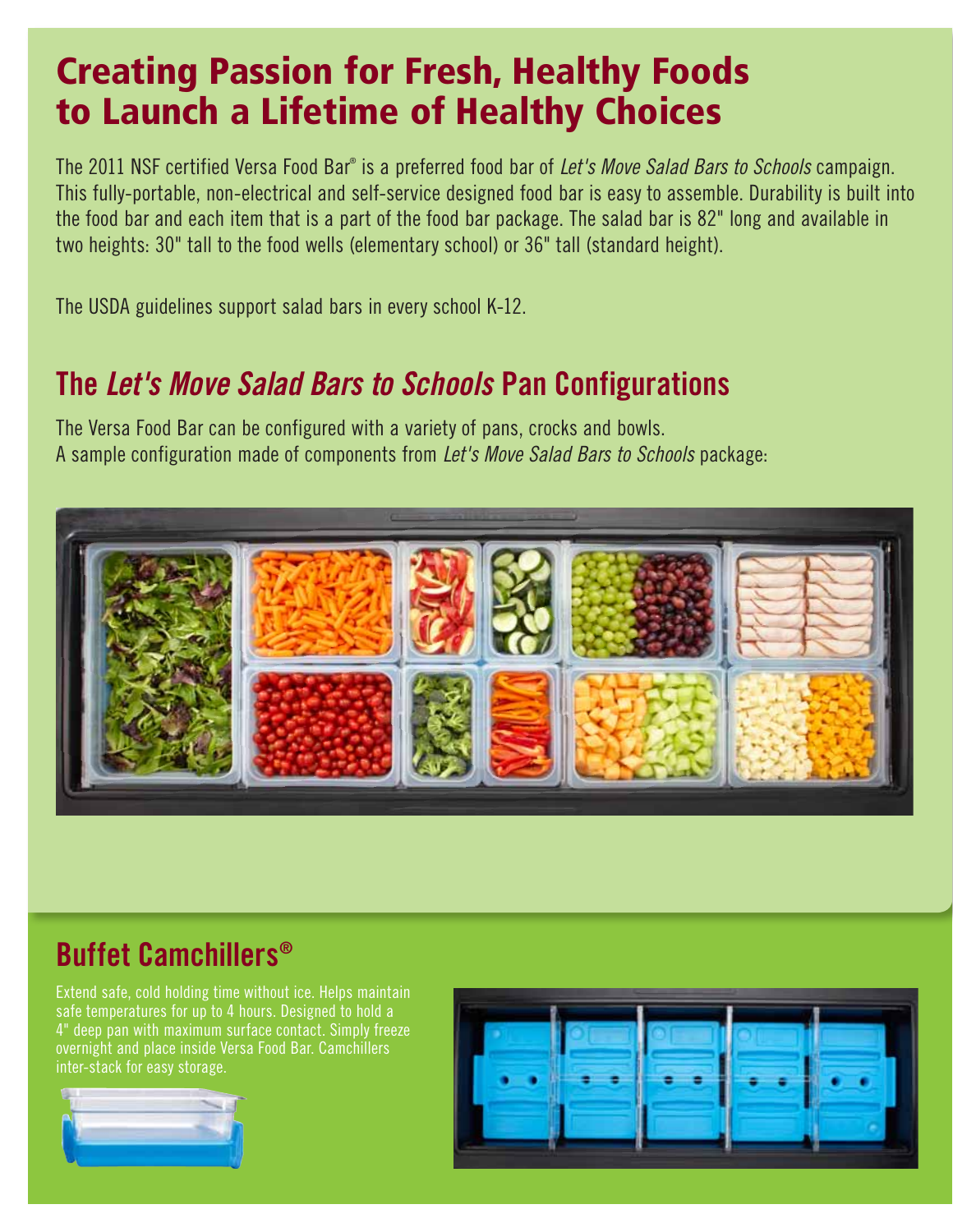# Creating Passion for Fresh, Healthy Foods to Launch a Lifetime of Healthy Choices

The 2011 NSF certified Versa Food Bar® is a preferred food bar of *Let's Move Salad Bars to Schools* campaign. This fully-portable, non-electrical and self-service designed food bar is easy to assemble. Durability is built into the food bar and each item that is a part of the food bar package. The salad bar is 82" long and available in two heights: 30" tall to the food wells (elementary school) or 36" tall (standard height).

The USDA guidelines support salad bars in every school K-12.

## The *Let's Move Salad Bars to Schools* Pan Configurations

The Versa Food Bar can be configured with a variety of pans, crocks and bowls.
A sample configuration made of components from *Let's Move Salad Bars to Schools* package:

## Buffet Camchillers®

Extend safe, cold holding time without ice. Helps maintain safe temperatures for up to 4 hours. Designed to hold a 4" deep pan with maximum surface contact. Simply freeze overnight and place inside Versa Food Bar. Camchillers inter-stack for easy storage.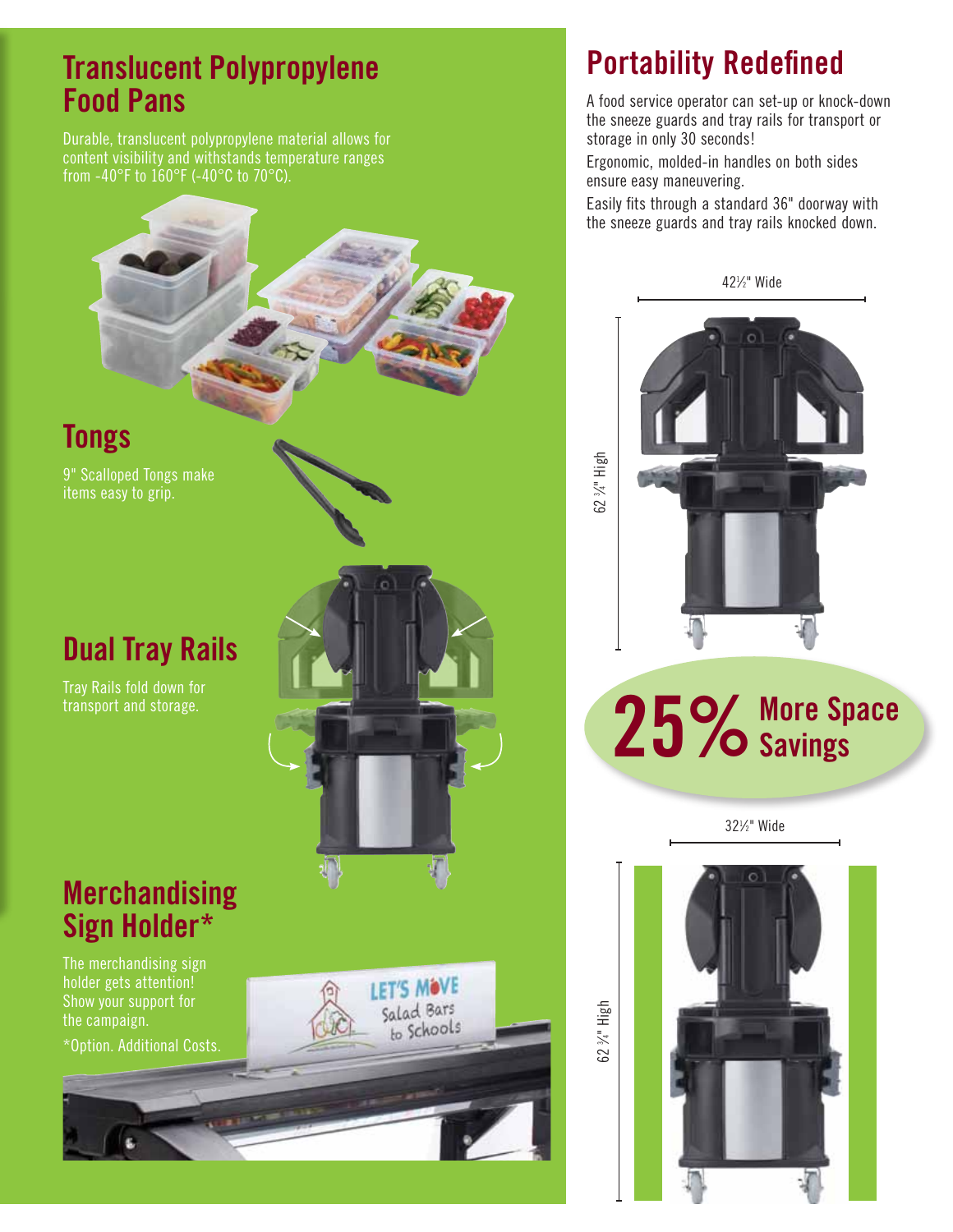## Translucent Polypropylene Food Pans

Durable, translucent polypropylene material allows for content visibility and withstands temperature ranges from -40°F to 160°F (-40°C to 70°C).

## Tongs

9" Scalloped Tongs make items easy to grip.

## Dual Tray Rails

Tray Rails fold down for transport and storage.

## Merchandising Sign Holder*

The merchandising sign holder gets attention! Show your support for the campaign.

*Option. Additional Costs.

LET'S MOVE Salad Bars to Schools

## Portability Redefined

A food service operator can set-up or knock-down the sneeze guards and tray rails for transport or storage in only 30 seconds!

Ergonomic, molded-in handles on both sides ensure easy maneuvering.

Easily fits through a standard 36" doorway with the sneeze guards and tray rails knocked down.

42½" Wide

62 ¾" High

**25% More Space Savings**

32½" Wide

62 ¾" High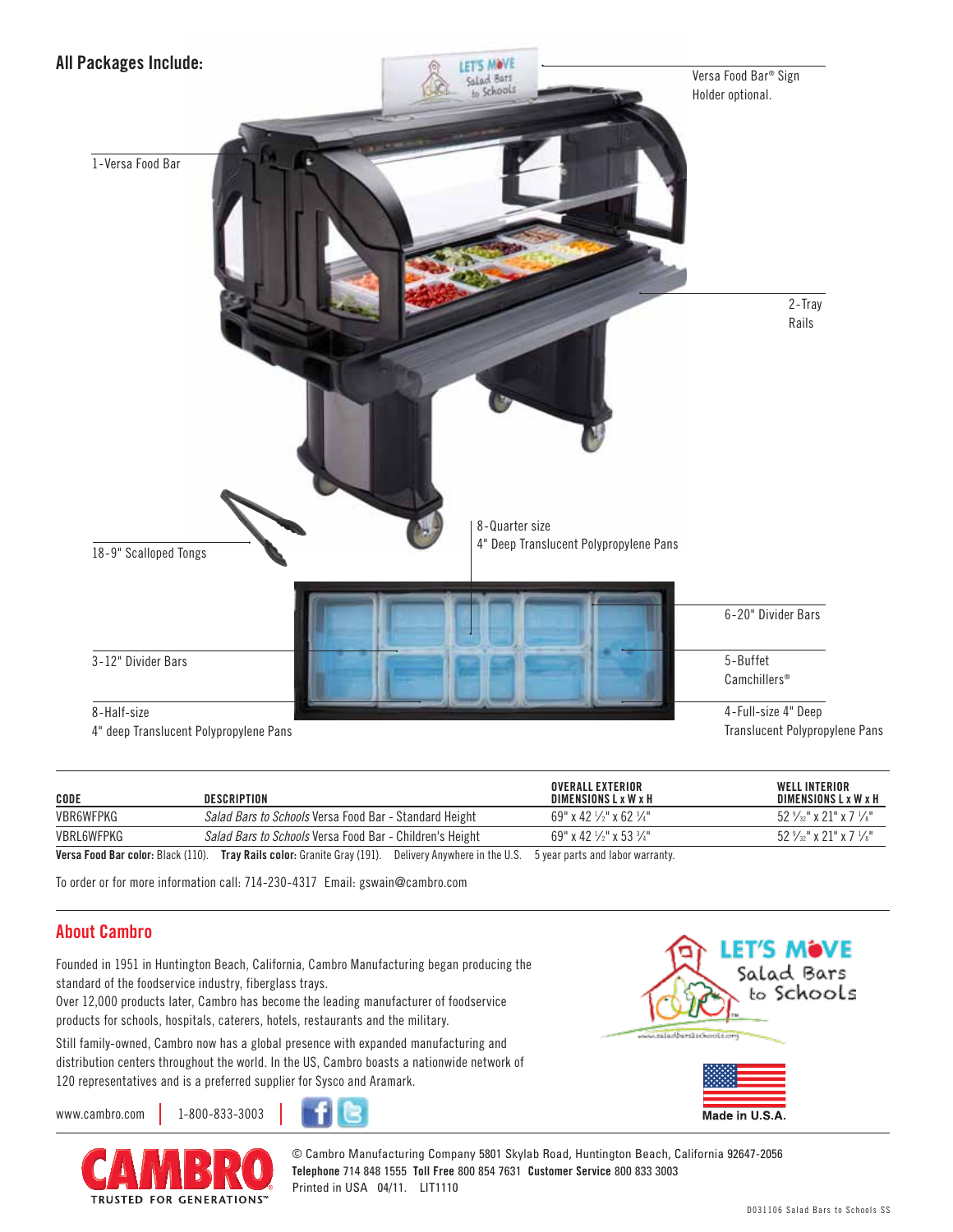## All Packages Include:

Versa Food Bar® Sign Holder optional.

1-Versa Food Bar

2-Tray Rails

18-9" Scalloped Tongs

8-Quarter size
4" Deep Translucent Polypropylene Pans

6-20" Divider Bars

3-12" Divider Bars

5-Buffet Camchillers®

8-Half-size
4" deep Translucent Polypropylene Pans

4-Full-size 4" Deep
Translucent Polypropylene Pans

| CODE | DESCRIPTION | OVERALL EXTERIOR DIMENSIONS L x W x H | WELL INTERIOR DIMENSIONS L x W x H |
|---|---|---|---|
| VBR6WFPKG | *Salad Bars to Schools* Versa Food Bar - Standard Height | 69" x 42 1/2" x 62 3/4" | 52 9/32" x 21" x 7 1/8" |
| VBRL6WFPKG | *Salad Bars to Schools* Versa Food Bar - Children's Height | 69" x 42 1/2" x 53 3/4" | 52 9/32" x 21" x 7 1/8" |

**Versa Food Bar color:** Black (110). **Tray Rails color:** Granite Gray (191). Delivery Anywhere in the U.S. 5 year parts and labor warranty.

To order or for more information call: 714-230-4317 Email: gswain@cambro.com

## About Cambro

Founded in 1951 in Huntington Beach, California, Cambro Manufacturing began producing the standard of the foodservice industry, fiberglass trays.
Over 12,000 products later, Cambro has become the leading manufacturer of foodservice products for schools, hospitals, caterers, hotels, restaurants and the military.

Still family-owned, Cambro now has a global presence with expanded manufacturing and distribution centers throughout the world. In the US, Cambro boasts a nationwide network of 120 representatives and is a preferred supplier for Sysco and Aramark.

www.cambro.com | 1-800-833-3003

LET'S MOVE Salad Bars to Schools
www.saladbars2schools.org

Made in U.S.A.

CAMBRO
TRUSTED FOR GENERATIONS™

© Cambro Manufacturing Company 5801 Skylab Road, Huntington Beach, California 92647-2056
**Telephone** 714 848 1555 **Toll Free** 800 854 7631 **Customer Service** 800 833 3003
Printed in USA 04/11. LIT1110

D031106 Salad Bars to Schools SS